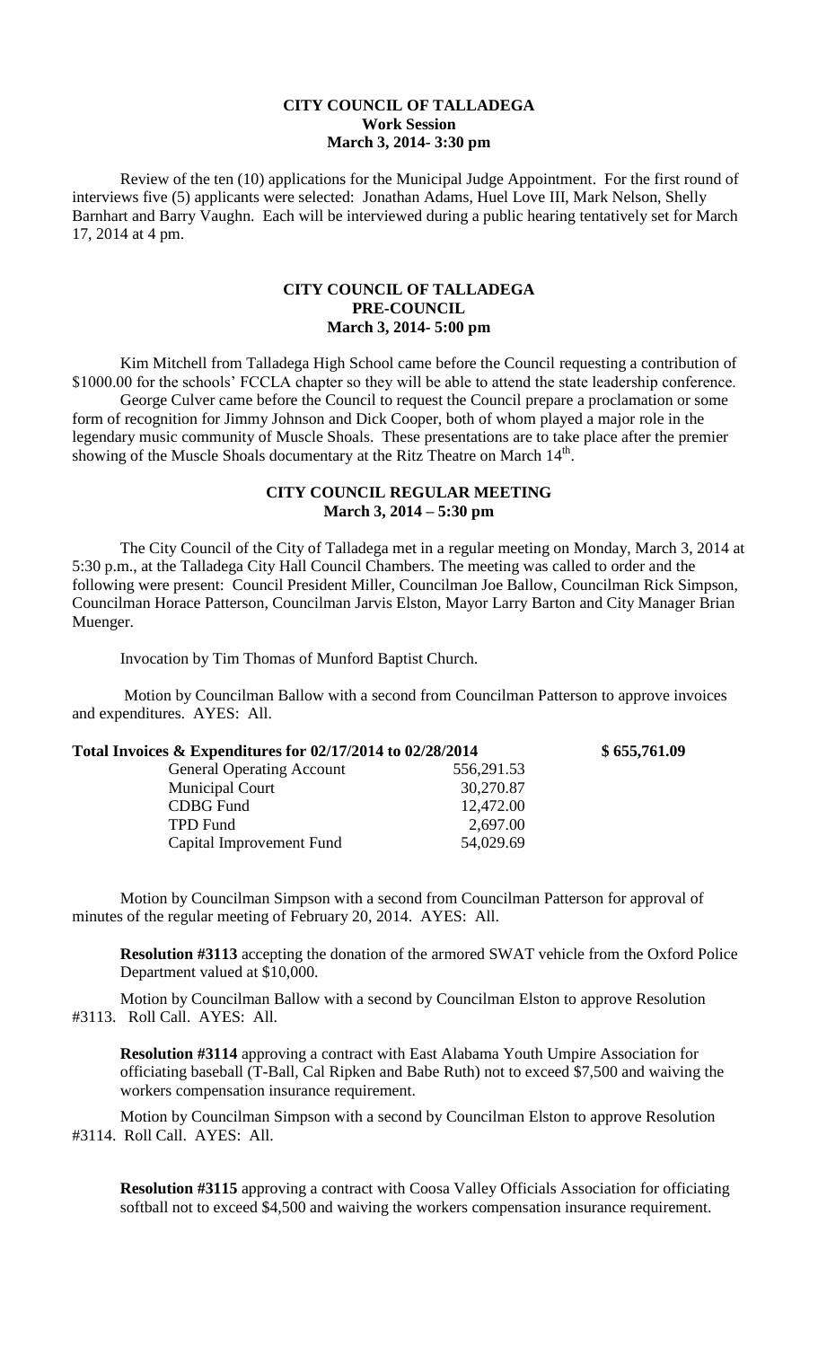# CITY COUNCIL OF TALLADEGA
## Work Session
### March 3, 2014- 3:30 pm

Review of the ten (10) applications for the Municipal Judge Appointment. For the first round of interviews five (5) applicants were selected: Jonathan Adams, Huel Love III, Mark Nelson, Shelly Barnhart and Barry Vaughn. Each will be interviewed during a public hearing tentatively set for March 17, 2014 at 4 pm.

# CITY COUNCIL OF TALLADEGA
## PRE-COUNCIL
### March 3, 2014- 5:00 pm

Kim Mitchell from Talladega High School came before the Council requesting a contribution of \$1000.00 for the schools' FCCLA chapter so they will be able to attend the state leadership conference.

George Culver came before the Council to request the Council prepare a proclamation or some form of recognition for Jimmy Johnson and Dick Cooper, both of whom played a major role in the legendary music community of Muscle Shoals. These presentations are to take place after the premier showing of the Muscle Shoals documentary at the Ritz Theatre on March 14th.

# CITY COUNCIL REGULAR MEETING
### March 3, 2014 – 5:30 pm

The City Council of the City of Talladega met in a regular meeting on Monday, March 3, 2014 at 5:30 p.m., at the Talladega City Hall Council Chambers. The meeting was called to order and the following were present: Council President Miller, Councilman Joe Ballow, Councilman Rick Simpson, Councilman Horace Patterson, Councilman Jarvis Elston, Mayor Larry Barton and City Manager Brian Muenger.

Invocation by Tim Thomas of Munford Baptist Church.

Motion by Councilman Ballow with a second from Councilman Patterson to approve invoices and expenditures. AYES: All.

| **Total Invoices & Expenditures for 02/17/2014 to 02/28/2014** | | **\$ 655,761.09** |
|---|---|---|
| General Operating Account | 556,291.53 | |
| Municipal Court | 30,270.87 | |
| CDBG Fund | 12,472.00 | |
| TPD Fund | 2,697.00 | |
| Capital Improvement Fund | 54,029.69 | |

Motion by Councilman Simpson with a second from Councilman Patterson for approval of minutes of the regular meeting of February 20, 2014. AYES: All.

**Resolution #3113** accepting the donation of the armored SWAT vehicle from the Oxford Police Department valued at \$10,000.

Motion by Councilman Ballow with a second by Councilman Elston to approve Resolution #3113. Roll Call. AYES: All.

**Resolution #3114** approving a contract with East Alabama Youth Umpire Association for officiating baseball (T-Ball, Cal Ripken and Babe Ruth) not to exceed \$7,500 and waiving the workers compensation insurance requirement.

Motion by Councilman Simpson with a second by Councilman Elston to approve Resolution #3114. Roll Call. AYES: All.

**Resolution #3115** approving a contract with Coosa Valley Officials Association for officiating softball not to exceed \$4,500 and waiving the workers compensation insurance requirement.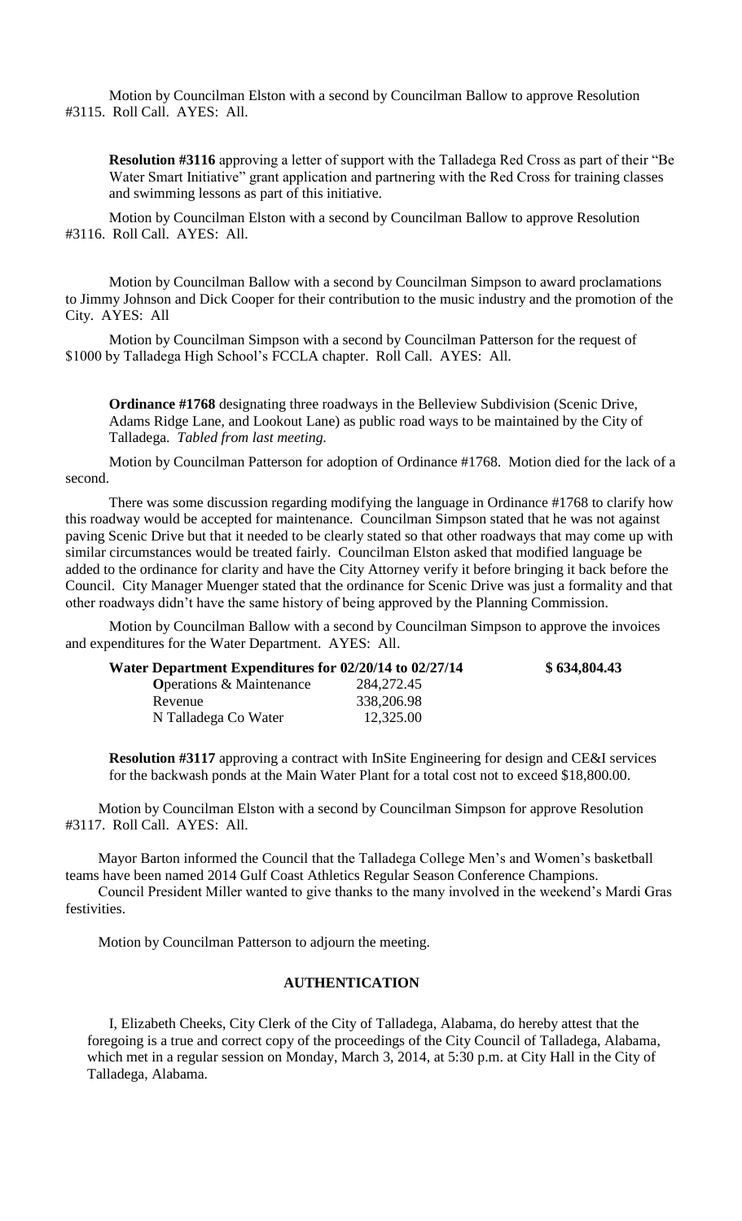Motion by Councilman Elston with a second by Councilman Ballow to approve Resolution #3115. Roll Call. AYES: All.

**Resolution #3116** approving a letter of support with the Talladega Red Cross as part of their "Be Water Smart Initiative" grant application and partnering with the Red Cross for training classes and swimming lessons as part of this initiative.

Motion by Councilman Elston with a second by Councilman Ballow to approve Resolution #3116. Roll Call. AYES: All.

Motion by Councilman Ballow with a second by Councilman Simpson to award proclamations to Jimmy Johnson and Dick Cooper for their contribution to the music industry and the promotion of the City. AYES: All

Motion by Councilman Simpson with a second by Councilman Patterson for the request of $1000 by Talladega High School's FCCLA chapter. Roll Call. AYES: All.

**Ordinance #1768** designating three roadways in the Belleview Subdivision (Scenic Drive, Adams Ridge Lane, and Lookout Lane) as public road ways to be maintained by the City of Talladega. *Tabled from last meeting.*

Motion by Councilman Patterson for adoption of Ordinance #1768. Motion died for the lack of a second.

There was some discussion regarding modifying the language in Ordinance #1768 to clarify how this roadway would be accepted for maintenance. Councilman Simpson stated that he was not against paving Scenic Drive but that it needed to be clearly stated so that other roadways that may come up with similar circumstances would be treated fairly. Councilman Elston asked that modified language be added to the ordinance for clarity and have the City Attorney verify it before bringing it back before the Council. City Manager Muenger stated that the ordinance for Scenic Drive was just a formality and that other roadways didn't have the same history of being approved by the Planning Commission.

Motion by Councilman Ballow with a second by Councilman Simpson to approve the invoices and expenditures for the Water Department. AYES: All.

| **Water Department Expenditures for 02/20/14 to 02/27/14** | | **$ 634,804.43** |
|---|---|---|
| **O**perations & Maintenance | 284,272.45 | |
| Revenue | 338,206.98 | |
| N Talladega Co Water | 12,325.00 | |

**Resolution #3117** approving a contract with InSite Engineering for design and CE&I services for the backwash ponds at the Main Water Plant for a total cost not to exceed $18,800.00.

Motion by Councilman Elston with a second by Councilman Simpson for approve Resolution #3117. Roll Call. AYES: All.

Mayor Barton informed the Council that the Talladega College Men's and Women's basketball teams have been named 2014 Gulf Coast Athletics Regular Season Conference Champions.

Council President Miller wanted to give thanks to the many involved in the weekend's Mardi Gras festivities.

Motion by Councilman Patterson to adjourn the meeting.

## AUTHENTICATION

I, Elizabeth Cheeks, City Clerk of the City of Talladega, Alabama, do hereby attest that the foregoing is a true and correct copy of the proceedings of the City Council of Talladega, Alabama, which met in a regular session on Monday, March 3, 2014, at 5:30 p.m. at City Hall in the City of Talladega, Alabama.